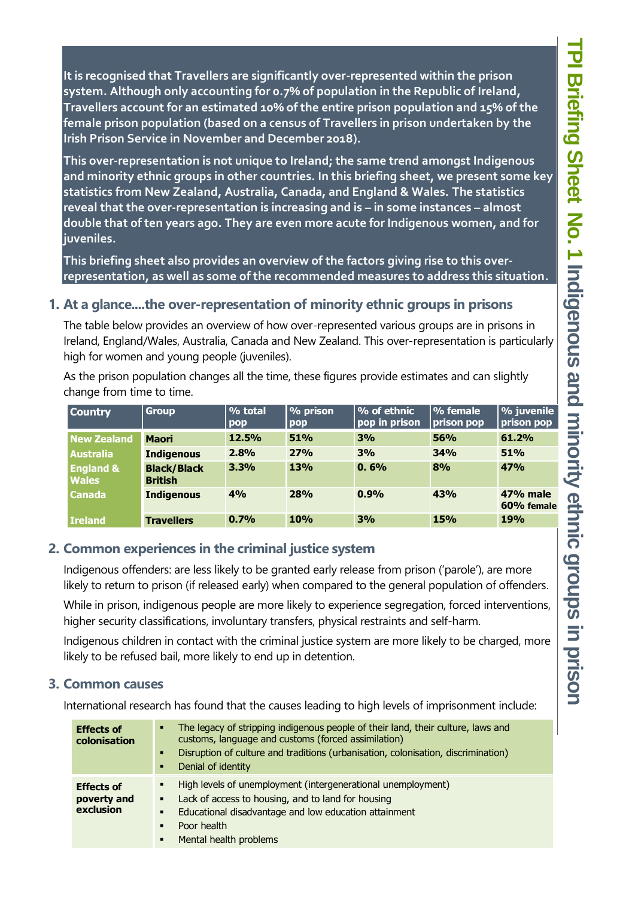# TPI Briefing Sheet No. 1 Indigenous and minority ethnic groups in prison

**It is recognised that Travellers are significantly over-represented within the prison system. Although only accounting for 0.7% of population in the Republic of Ireland, Travellers account for an estimated 10% of the entire prison population and 15% of the female prison population (based on a census of Travellers in prison undertaken by the Irish Prison Service in November and December 2018).**

**This over-representation is not unique to Ireland; the same trend amongst Indigenous and minority ethnic groups in other countries. In this briefing sheet, we present some key statistics from New Zealand, Australia, Canada, and England & Wales. The statistics reveal that the over-representation is increasing and is – in some instances – almost double that of ten years ago. They are even more acute for Indigenous women, and for juveniles.**

**This briefing sheet also provides an overview of the factors giving rise to this over-representation, as well as some of the recommended measures to address this situation.**

## 1. At a glance....the over-representation of minority ethnic groups in prisons

The table below provides an overview of how over-represented various groups are in prisons in Ireland, England/Wales, Australia, Canada and New Zealand. This over-representation is particularly high for women and young people (juveniles).

As the prison population changes all the time, these figures provide estimates and can slightly change from time to time.

| Country | Group | % total pop | % prison pop | % of ethnic pop in prison | % female prison pop | % juvenile prison pop |
|---|---|---|---|---|---|---|
| New Zealand | Maori | 12.5% | 51% | 3% | 56% | 61.2% |
| Australia | Indigenous | 2.8% | 27% | 3% | 34% | 51% |
| England & Wales | Black/Black British | 3.3% | 13% | 0. 6% | 8% | 47% |
| Canada | Indigenous | 4% | 28% | 0.9% | 43% | 47% male 60% female |
| Ireland | Travellers | 0.7% | 10% | 3% | 15% | 19% |

## 2. Common experiences in the criminal justice system

Indigenous offenders: are less likely to be granted early release from prison ('parole'), are more likely to return to prison (if released early) when compared to the general population of offenders.

While in prison, indigenous people are more likely to experience segregation, forced interventions, higher security classifications, involuntary transfers, physical restraints and self-harm.

Indigenous children in contact with the criminal justice system are more likely to be charged, more likely to be refused bail, more likely to end up in detention.

## 3. Common causes

International research has found that the causes leading to high levels of imprisonment include:

| | |
|---|---|
| **Effects of colonisation** | ▪ The legacy of stripping indigenous people of their land, their culture, laws and customs, language and customs (forced assimilation)<br>▪ Disruption of culture and traditions (urbanisation, colonisation, discrimination)<br>▪ Denial of identity |
| **Effects of poverty and exclusion** | ▪ High levels of unemployment (intergenerational unemployment)<br>▪ Lack of access to housing, and to land for housing<br>▪ Educational disadvantage and low education attainment<br>▪ Poor health<br>▪ Mental health problems |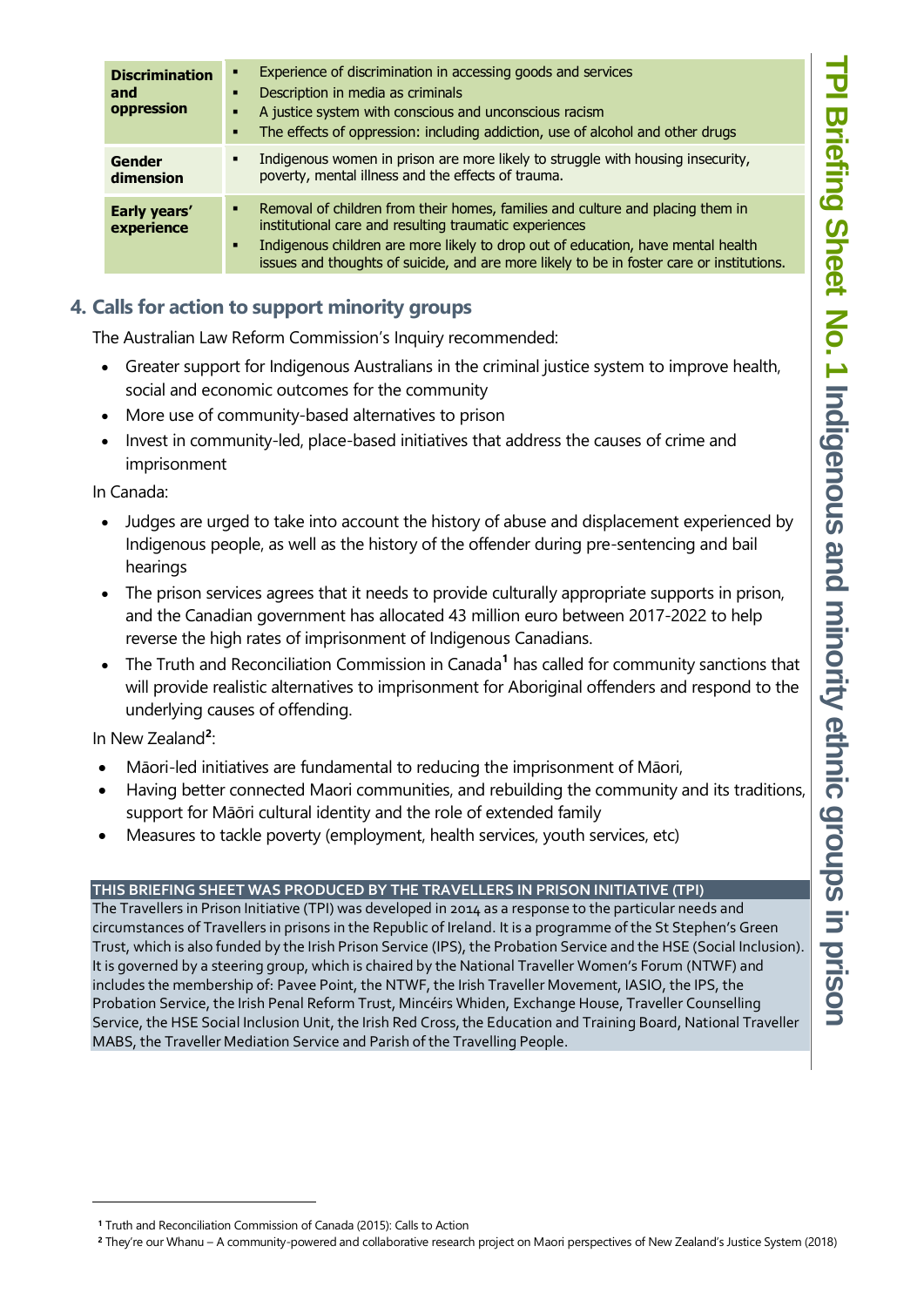| | |
|---|---|
| **Discrimination and oppression** | ▪ Experience of discrimination in accessing goods and services<br>▪ Description in media as criminals<br>▪ A justice system with conscious and unconscious racism<br>▪ The effects of oppression: including addiction, use of alcohol and other drugs |
| **Gender dimension** | ▪ Indigenous women in prison are more likely to struggle with housing insecurity, poverty, mental illness and the effects of trauma. |
| **Early years' experience** | ▪ Removal of children from their homes, families and culture and placing them in institutional care and resulting traumatic experiences<br>▪ Indigenous children are more likely to drop out of education, have mental health issues and thoughts of suicide, and are more likely to be in foster care or institutions. |

## 4. Calls for action to support minority groups

The Australian Law Reform Commission's Inquiry recommended:

- Greater support for Indigenous Australians in the criminal justice system to improve health, social and economic outcomes for the community
- More use of community-based alternatives to prison
- Invest in community-led, place-based initiatives that address the causes of crime and imprisonment

In Canada:

- Judges are urged to take into account the history of abuse and displacement experienced by Indigenous people, as well as the history of the offender during pre-sentencing and bail hearings
- The prison services agrees that it needs to provide culturally appropriate supports in prison, and the Canadian government has allocated 43 million euro between 2017-2022 to help reverse the high rates of imprisonment of Indigenous Canadians.
- The Truth and Reconciliation Commission in Canada[1] has called for community sanctions that will provide realistic alternatives to imprisonment for Aboriginal offenders and respond to the underlying causes of offending.

In New Zealand[2]:

- Māori-led initiatives are fundamental to reducing the imprisonment of Māori,
- Having better connected Maori communities, and rebuilding the community and its traditions, support for Māori cultural identity and the role of extended family
- Measures to tackle poverty (employment, health services, youth services, etc)

**THIS BRIEFING SHEET WAS PRODUCED BY THE TRAVELLERS IN PRISON INITIATIVE (TPI)**

The Travellers in Prison Initiative (TPI) was developed in 2014 as a response to the particular needs and circumstances of Travellers in prisons in the Republic of Ireland. It is a programme of the St Stephen's Green Trust, which is also funded by the Irish Prison Service (IPS), the Probation Service and the HSE (Social Inclusion). It is governed by a steering group, which is chaired by the National Traveller Women's Forum (NTWF) and includes the membership of: Pavee Point, the NTWF, the Irish Traveller Movement, IASIO, the IPS, the Probation Service, the Irish Penal Reform Trust, Mincéirs Whiden, Exchange House, Traveller Counselling Service, the HSE Social Inclusion Unit, the Irish Red Cross, the Education and Training Board, National Traveller MABS, the Traveller Mediation Service and Parish of the Travelling People.

[1] Truth and Reconciliation Commission of Canada (2015): Calls to Action

[2] They're our Whanu – A community-powered and collaborative research project on Maori perspectives of New Zealand's Justice System (2018)